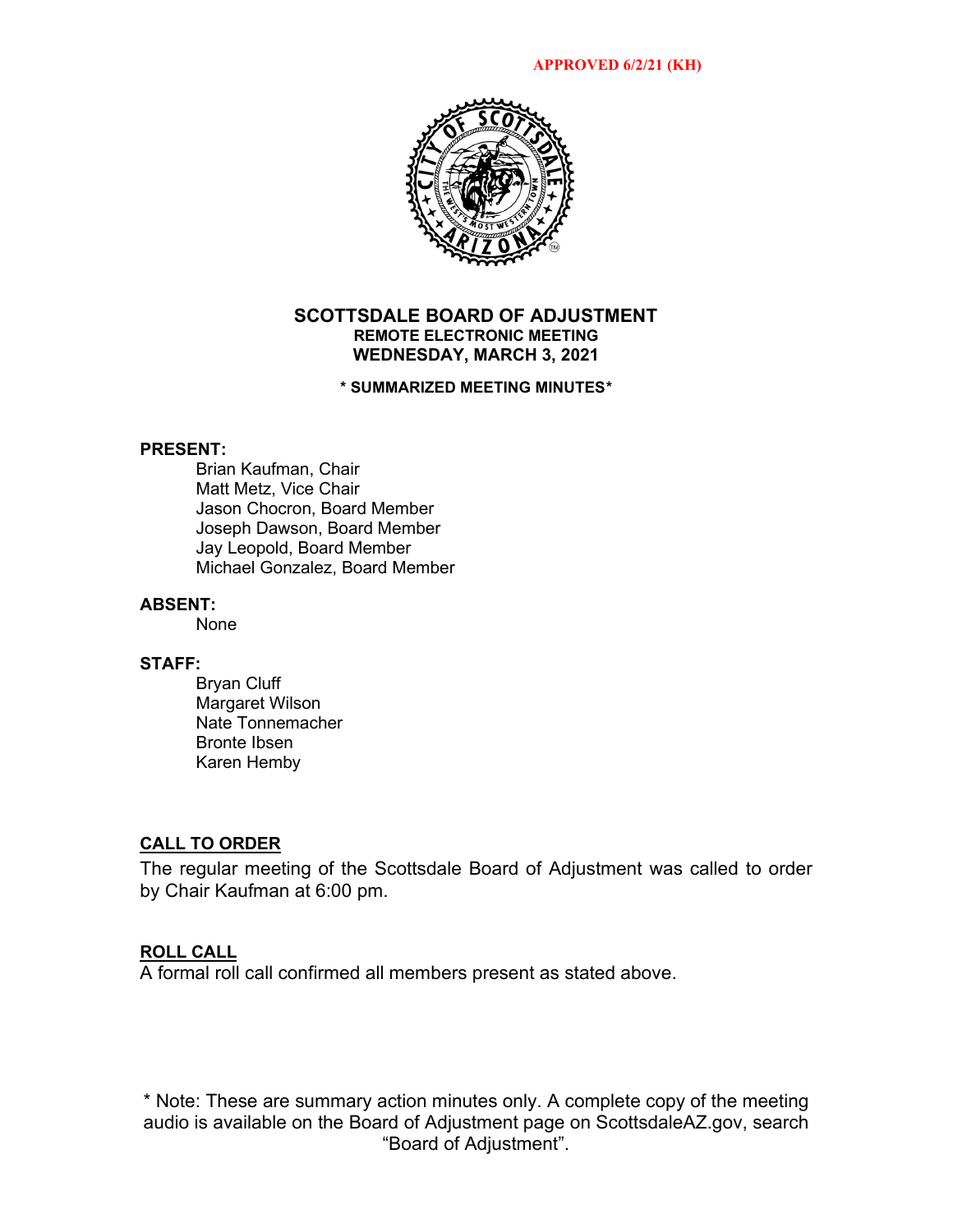**APPROVED 6/2/21 (KH)**

# SCOTTSDALE BOARD OF ADJUSTMENT

**REMOTE ELECTRONIC MEETING**

**WEDNESDAY, MARCH 3, 2021**

**\* SUMMARIZED MEETING MINUTES\***

**PRESENT:**

Brian Kaufman, Chair
Matt Metz, Vice Chair
Jason Chocron, Board Member
Joseph Dawson, Board Member
Jay Leopold, Board Member
Michael Gonzalez, Board Member

**ABSENT:**

None

**STAFF:**

Bryan Cluff
Margaret Wilson
Nate Tonnemacher
Bronte Ibsen
Karen Hemby

## CALL TO ORDER

The regular meeting of the Scottsdale Board of Adjustment was called to order by Chair Kaufman at 6:00 pm.

## ROLL CALL

A formal roll call confirmed all members present as stated above.

\* Note: These are summary action minutes only. A complete copy of the meeting audio is available on the Board of Adjustment page on ScottsdaleAZ.gov, search "Board of Adjustment".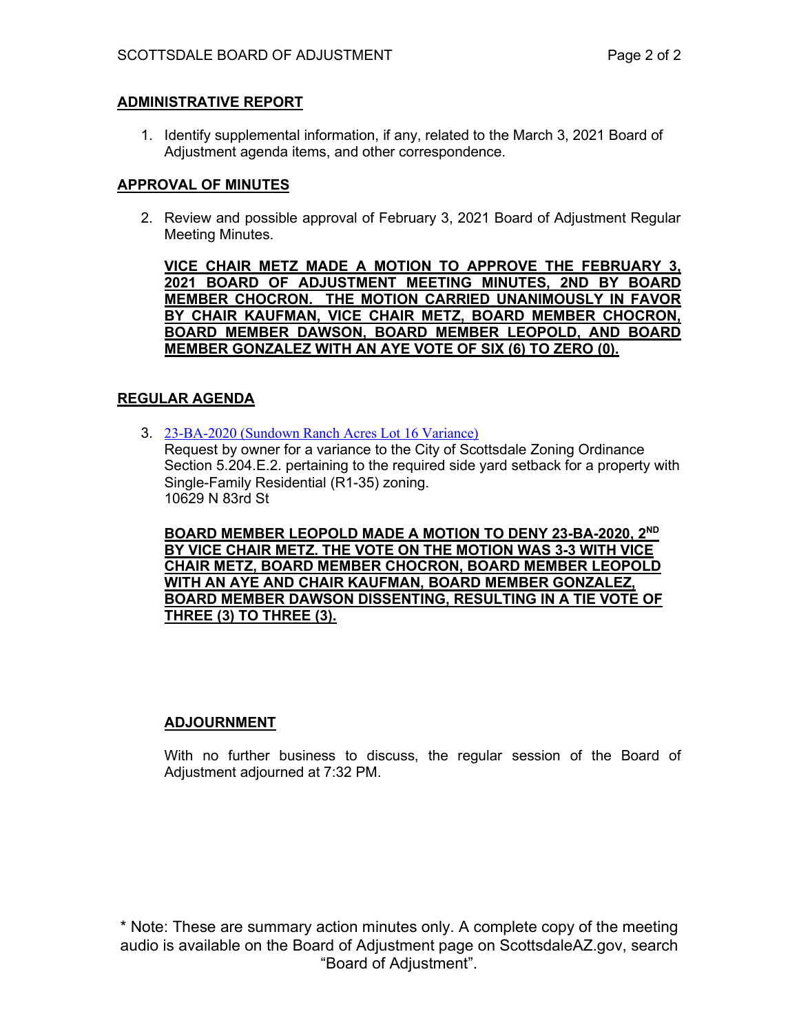## ADMINISTRATIVE REPORT

1. Identify supplemental information, if any, related to the March 3, 2021 Board of Adjustment agenda items, and other correspondence.

## APPROVAL OF MINUTES

2. Review and possible approval of February 3, 2021 Board of Adjustment Regular Meeting Minutes.

   **VICE CHAIR METZ MADE A MOTION TO APPROVE THE FEBRUARY 3, 2021 BOARD OF ADJUSTMENT MEETING MINUTES, 2ND BY BOARD MEMBER CHOCRON. THE MOTION CARRIED UNANIMOUSLY IN FAVOR BY CHAIR KAUFMAN, VICE CHAIR METZ, BOARD MEMBER CHOCRON, BOARD MEMBER DAWSON, BOARD MEMBER LEOPOLD, AND BOARD MEMBER GONZALEZ WITH AN AYE VOTE OF SIX (6) TO ZERO (0).**

## REGULAR AGENDA

3. 23-BA-2020 (Sundown Ranch Acres Lot 16 Variance)
   Request by owner for a variance to the City of Scottsdale Zoning Ordinance Section 5.204.E.2. pertaining to the required side yard setback for a property with Single-Family Residential (R1-35) zoning.
   10629 N 83rd St

   **BOARD MEMBER LEOPOLD MADE A MOTION TO DENY 23-BA-2020, 2ND BY VICE CHAIR METZ. THE VOTE ON THE MOTION WAS 3-3 WITH VICE CHAIR METZ, BOARD MEMBER CHOCRON, BOARD MEMBER LEOPOLD WITH AN AYE AND CHAIR KAUFMAN, BOARD MEMBER GONZALEZ, BOARD MEMBER DAWSON DISSENTING, RESULTING IN A TIE VOTE OF THREE (3) TO THREE (3).**

## ADJOURNMENT

With no further business to discuss, the regular session of the Board of Adjustment adjourned at 7:32 PM.

* Note: These are summary action minutes only. A complete copy of the meeting audio is available on the Board of Adjustment page on ScottsdaleAZ.gov, search "Board of Adjustment".